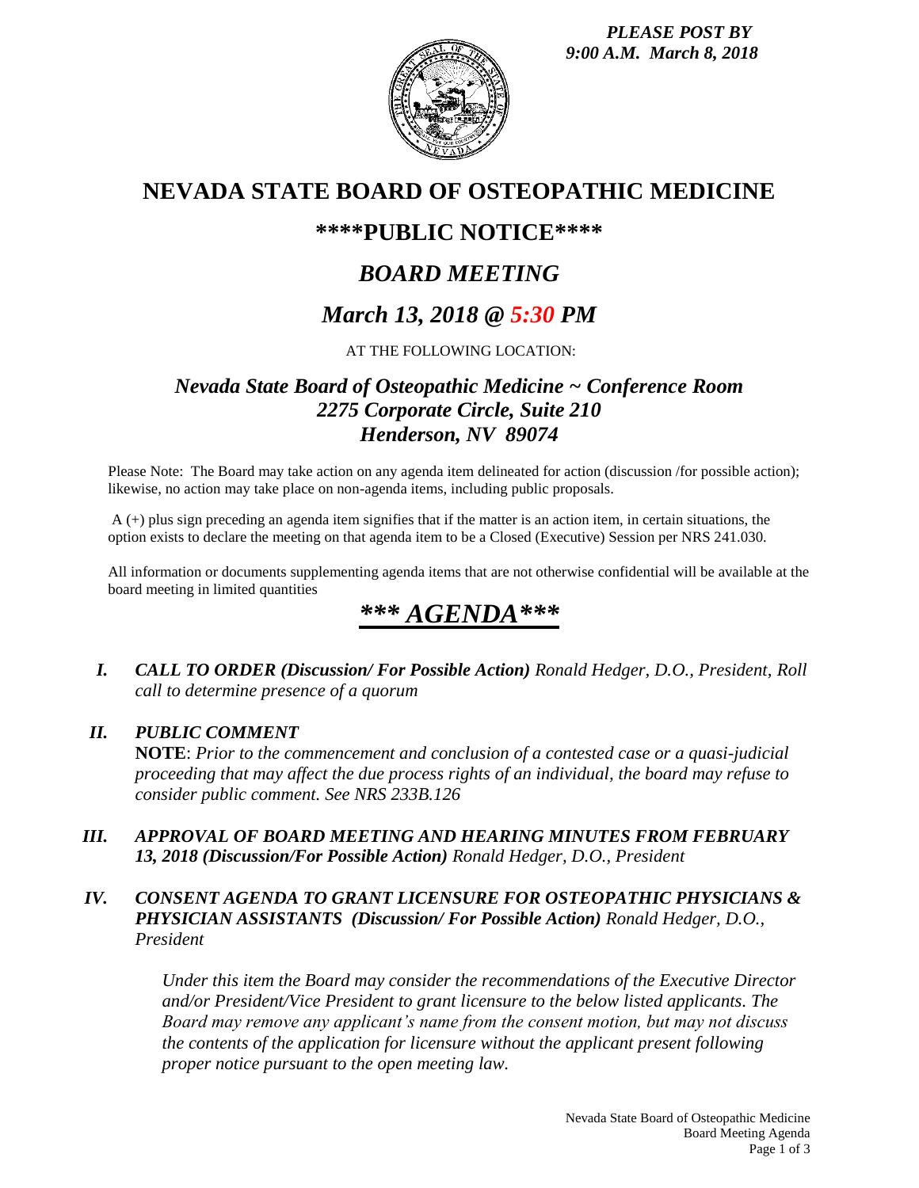*PLEASE POST BY*
*9:00 A.M. March 8, 2018*

# NEVADA STATE BOARD OF OSTEOPATHIC MEDICINE

## \*\*\*\*PUBLIC NOTICE\*\*\*\*

## *BOARD MEETING*

## *March 13, 2018 @ 5:30 PM*

AT THE FOLLOWING LOCATION:

### *Nevada State Board of Osteopathic Medicine ~ Conference Room*
### *2275 Corporate Circle, Suite 210*
### *Henderson, NV 89074*

Please Note: The Board may take action on any agenda item delineated for action (discussion /for possible action); likewise, no action may take place on non-agenda items, including public proposals.

A (+) plus sign preceding an agenda item signifies that if the matter is an action item, in certain situations, the option exists to declare the meeting on that agenda item to be a Closed (Executive) Session per NRS 241.030.

All information or documents supplementing agenda items that are not otherwise confidential will be available at the board meeting in limited quantities

## *\*\*\* AGENDA\*\*\**

**I.** ***CALL TO ORDER (Discussion/ For Possible Action)*** *Ronald Hedger, D.O., President, Roll call to determine presence of a quorum*

**II.** ***PUBLIC COMMENT***
**NOTE**: *Prior to the commencement and conclusion of a contested case or a quasi-judicial proceeding that may affect the due process rights of an individual, the board may refuse to consider public comment. See NRS 233B.126*

**III.** ***APPROVAL OF BOARD MEETING AND HEARING MINUTES FROM FEBRUARY 13, 2018 (Discussion/For Possible Action)*** *Ronald Hedger, D.O., President*

**IV.** ***CONSENT AGENDA TO GRANT LICENSURE FOR OSTEOPATHIC PHYSICIANS & PHYSICIAN ASSISTANTS (Discussion/ For Possible Action)*** *Ronald Hedger, D.O., President*

*Under this item the Board may consider the recommendations of the Executive Director and/or President/Vice President to grant licensure to the below listed applicants. The Board may remove any applicant's name from the consent motion, but may not discuss the contents of the application for licensure without the applicant present following proper notice pursuant to the open meeting law.*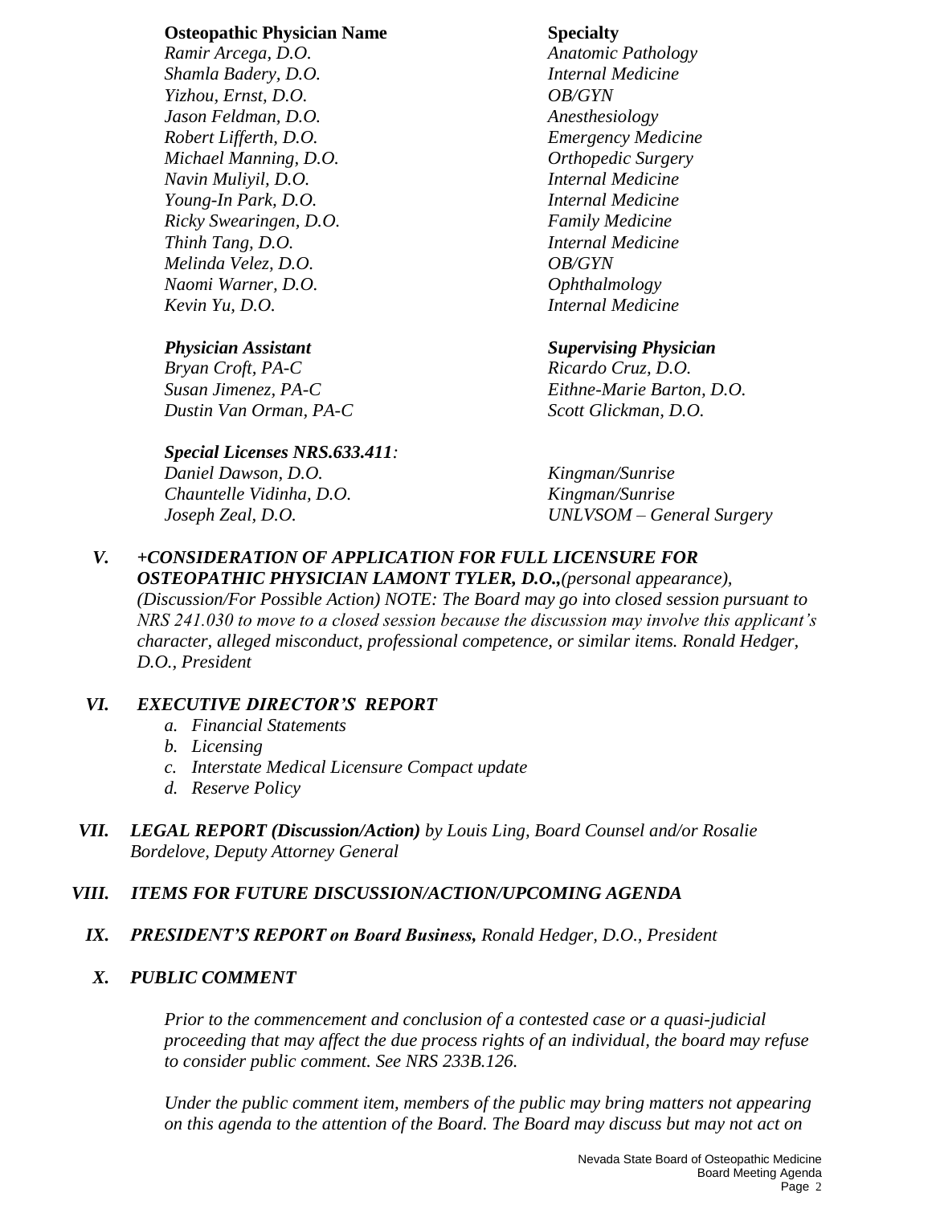| Osteopathic Physician Name | Specialty |
|---|---|
| *Ramir Arcega, D.O.* | *Anatomic Pathology* |
| *Shamla Badery, D.O.* | *Internal Medicine* |
| *Yizhou, Ernst, D.O.* | *OB/GYN* |
| *Jason Feldman, D.O.* | *Anesthesiology* |
| *Robert Lifferth, D.O.* | *Emergency Medicine* |
| *Michael Manning, D.O.* | *Orthopedic Surgery* |
| *Navin Muliyil, D.O.* | *Internal Medicine* |
| *Young-In Park, D.O.* | *Internal Medicine* |
| *Ricky Swearingen, D.O.* | *Family Medicine* |
| *Thinh Tang, D.O.* | *Internal Medicine* |
| *Melinda Velez, D.O.* | *OB/GYN* |
| *Naomi Warner, D.O.* | *Ophthalmology* |
| *Kevin Yu, D.O.* | *Internal Medicine* |

| *Physician Assistant* | *Supervising Physician* |
|---|---|
| *Bryan Croft, PA-C* | *Ricardo Cruz, D.O.* |
| *Susan Jimenez, PA-C* | *Eithne-Marie Barton, D.O.* |
| *Dustin Van Orman, PA-C* | *Scott Glickman, D.O.* |

***Special Licenses NRS.633.411:***

| | |
|---|---|
| *Daniel Dawson, D.O.* | *Kingman/Sunrise* |
| *Chauntelle Vidinha, D.O.* | *Kingman/Sunrise* |
| *Joseph Zeal, D.O.* | *UNLVSOM – General Surgery* |

***V. +CONSIDERATION OF APPLICATION FOR FULL LICENSURE FOR OSTEOPATHIC PHYSICIAN LAMONT TYLER, D.O.,****(personal appearance), (Discussion/For Possible Action) NOTE: The Board may go into closed session pursuant to NRS 241.030 to move to a closed session because the discussion may involve this applicant's character, alleged misconduct, professional competence, or similar items. Ronald Hedger, D.O., President*

***VI. EXECUTIVE DIRECTOR'S REPORT***

*a. Financial Statements*
*b. Licensing*
*c. Interstate Medical Licensure Compact update*
*d. Reserve Policy*

***VII. LEGAL REPORT (Discussion/Action)*** *by Louis Ling, Board Counsel and/or Rosalie Bordelove, Deputy Attorney General*

***VIII. ITEMS FOR FUTURE DISCUSSION/ACTION/UPCOMING AGENDA***

***IX. PRESIDENT'S REPORT on Board Business,*** *Ronald Hedger, D.O., President*

***X. PUBLIC COMMENT***

*Prior to the commencement and conclusion of a contested case or a quasi-judicial proceeding that may affect the due process rights of an individual, the board may refuse to consider public comment. See NRS 233B.126.*

*Under the public comment item, members of the public may bring matters not appearing on this agenda to the attention of the Board. The Board may discuss but may not act on*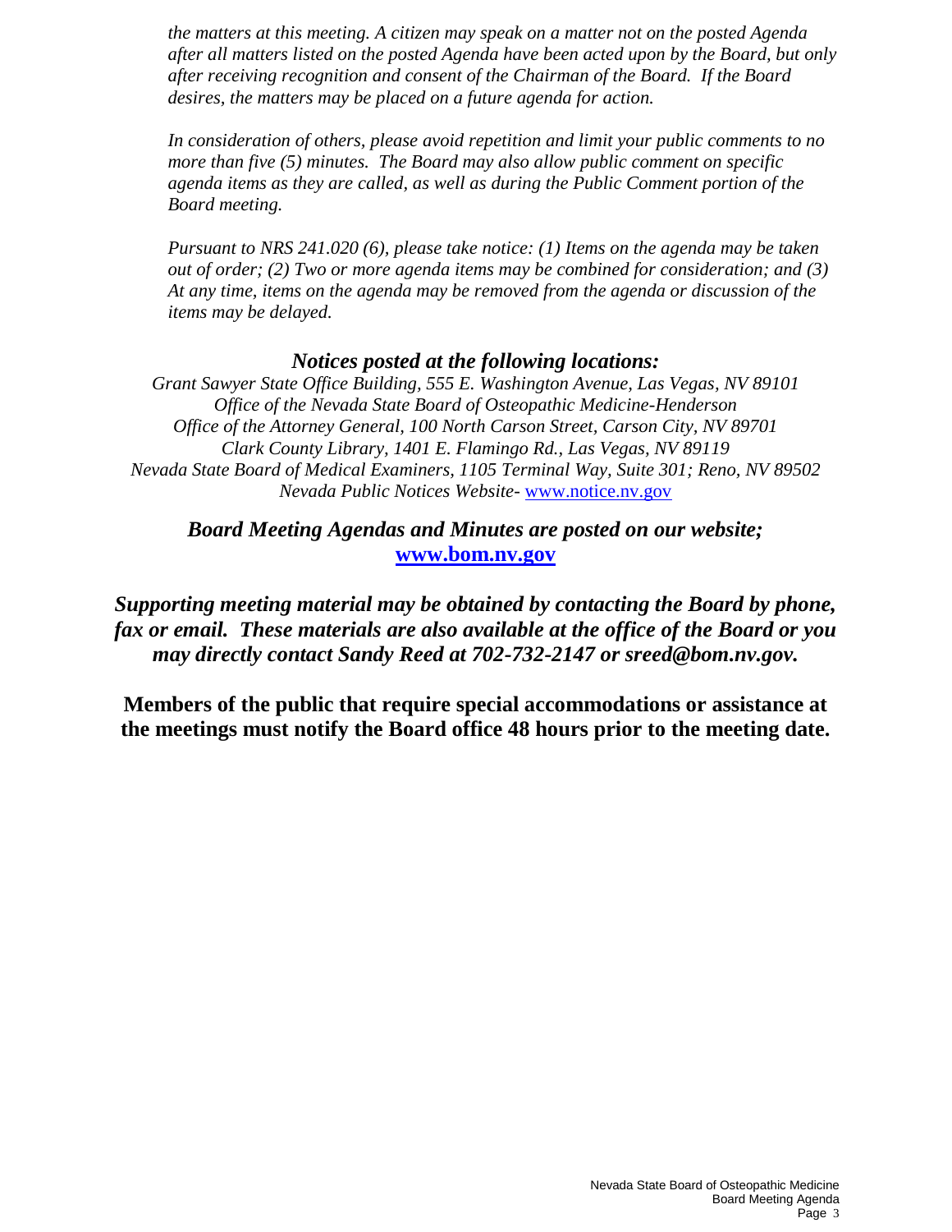*the matters at this meeting. A citizen may speak on a matter not on the posted Agenda after all matters listed on the posted Agenda have been acted upon by the Board, but only after receiving recognition and consent of the Chairman of the Board. If the Board desires, the matters may be placed on a future agenda for action.*

*In consideration of others, please avoid repetition and limit your public comments to no more than five (5) minutes. The Board may also allow public comment on specific agenda items as they are called, as well as during the Public Comment portion of the Board meeting.*

*Pursuant to NRS 241.020 (6), please take notice: (1) Items on the agenda may be taken out of order; (2) Two or more agenda items may be combined for consideration; and (3) At any time, items on the agenda may be removed from the agenda or discussion of the items may be delayed.*

***Notices posted at the following locations:***

*Grant Sawyer State Office Building, 555 E. Washington Avenue, Las Vegas, NV 89101*
*Office of the Nevada State Board of Osteopathic Medicine-Henderson*
*Office of the Attorney General, 100 North Carson Street, Carson City, NV 89701*
*Clark County Library, 1401 E. Flamingo Rd., Las Vegas, NV 89119*
*Nevada State Board of Medical Examiners, 1105 Terminal Way, Suite 301; Reno, NV 89502*
*Nevada Public Notices Website-* www.notice.nv.gov

***Board Meeting Agendas and Minutes are posted on our website;***
**www.bom.nv.gov**

***Supporting meeting material may be obtained by contacting the Board by phone, fax or email. These materials are also available at the office of the Board or you may directly contact Sandy Reed at 702-732-2147 or sreed@bom.nv.gov.***

**Members of the public that require special accommodations or assistance at the meetings must notify the Board office 48 hours prior to the meeting date.**